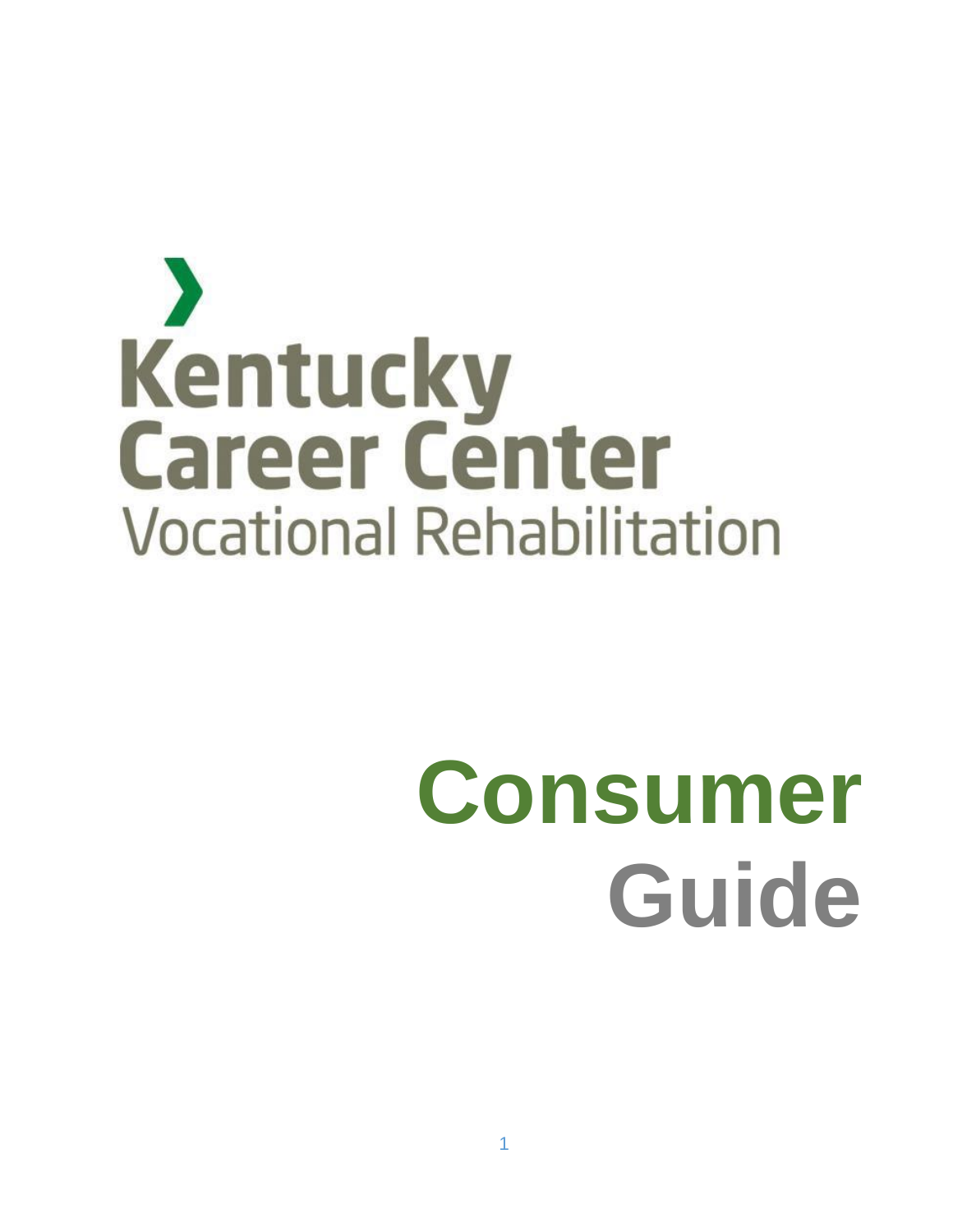Kentucky
Career Center
Vocational Rehabilitation

# Consumer Guide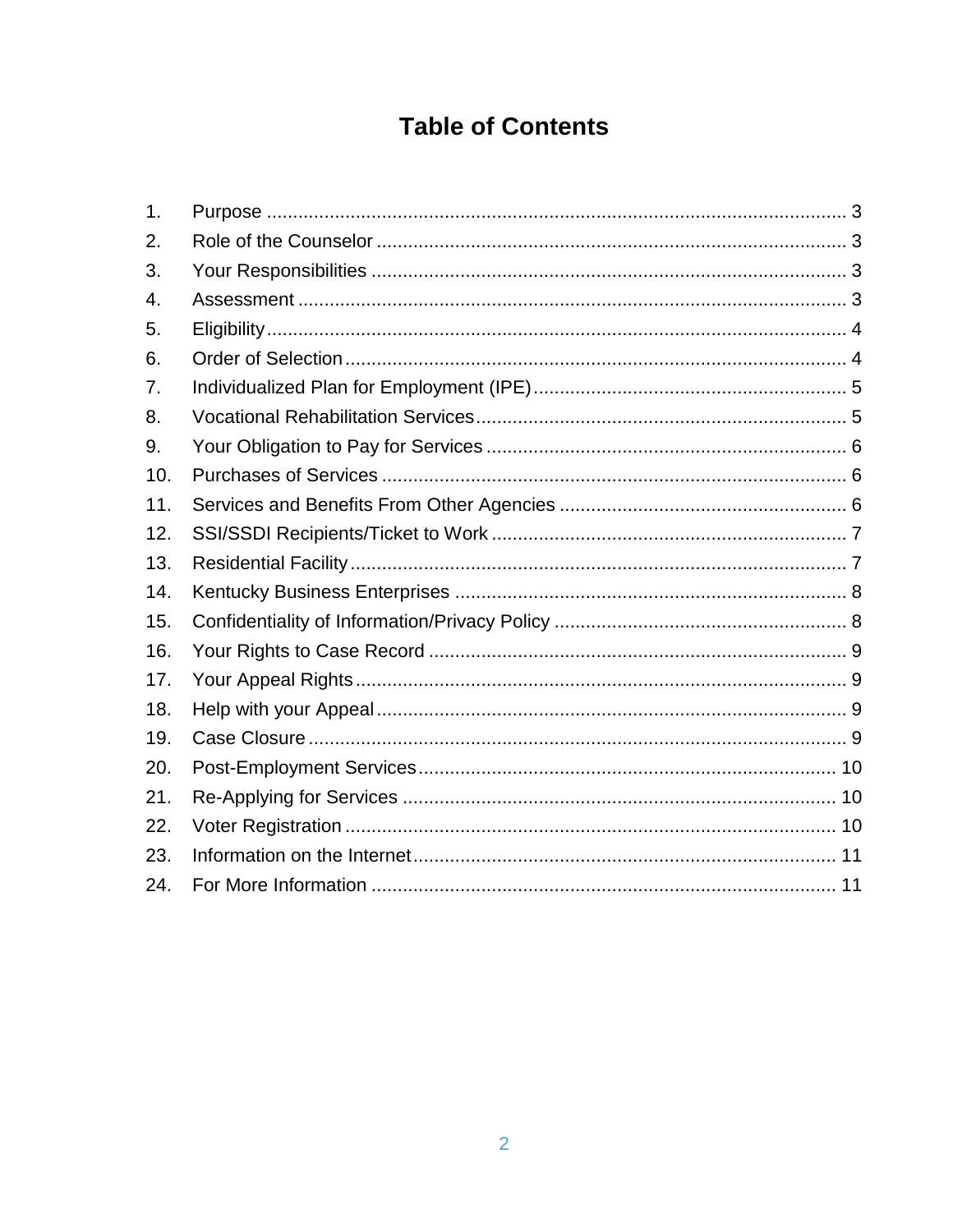# Table of Contents

1. Purpose ........................................................................................................ 3
2. Role of the Counselor ................................................................................. 3
3. Your Responsibilities .................................................................................. 3
4. Assessment ................................................................................................ 3
5. Eligibility ...................................................................................................... 4
6. Order of Selection ....................................................................................... 4
7. Individualized Plan for Employment (IPE) ................................................... 5
8. Vocational Rehabilitation Services .............................................................. 5
9. Your Obligation to Pay for Services ............................................................ 6
10. Purchases of Services ................................................................................ 6
11. Services and Benefits From Other Agencies .............................................. 6
12. SSI/SSDI Recipients/Ticket to Work ........................................................... 7
13. Residential Facility ...................................................................................... 7
14. Kentucky Business Enterprises .................................................................. 8
15. Confidentiality of Information/Privacy Policy ............................................... 8
16. Your Rights to Case Record ....................................................................... 9
17. Your Appeal Rights ..................................................................................... 9
18. Help with your Appeal ................................................................................. 9
19. Case Closure .............................................................................................. 9
20. Post-Employment Services ....................................................................... 10
21. Re-Applying for Services .......................................................................... 10
22. Voter Registration ..................................................................................... 10
23. Information on the Internet ........................................................................ 11
24. For More Information ................................................................................ 11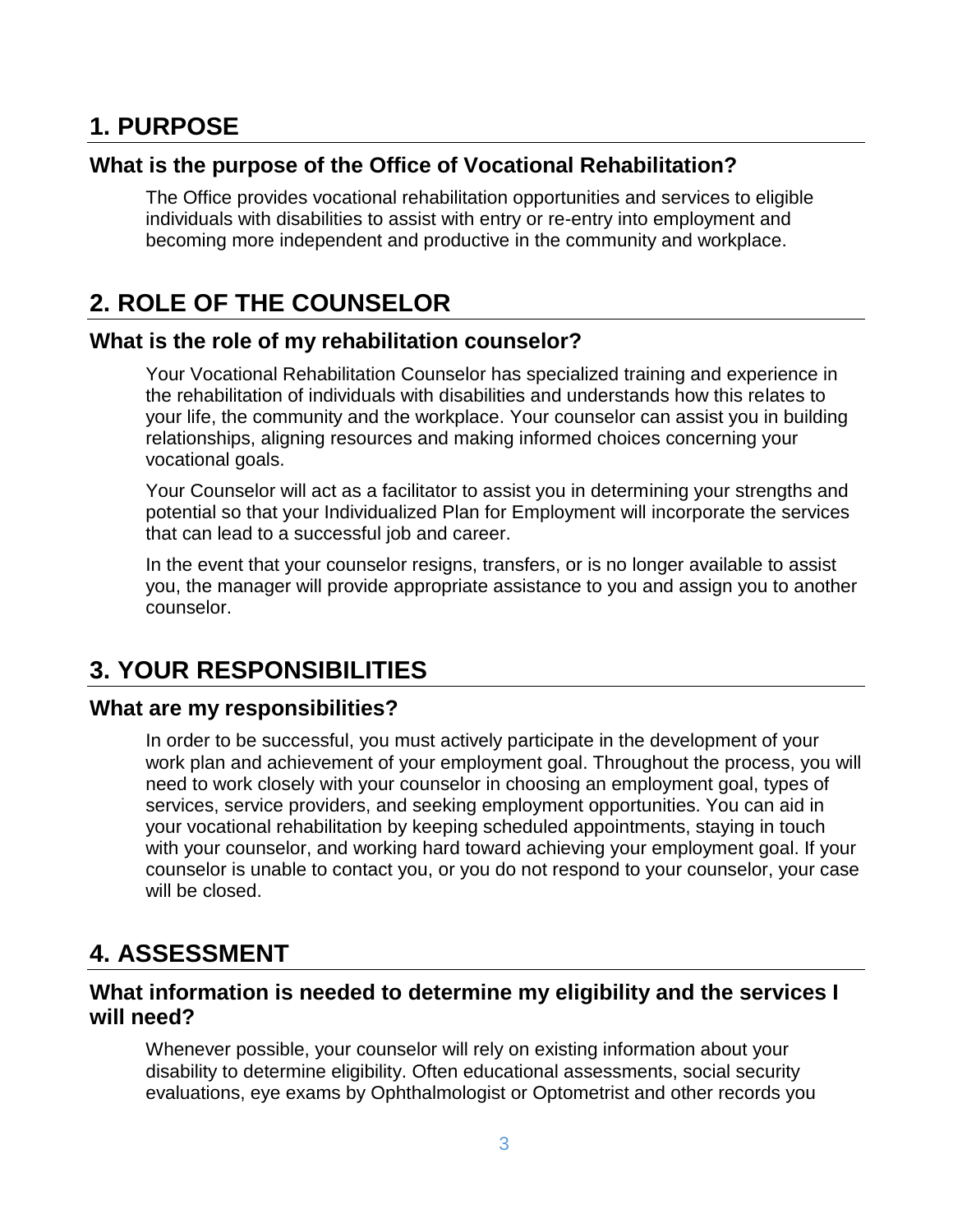## 1. PURPOSE

### What is the purpose of the Office of Vocational Rehabilitation?

The Office provides vocational rehabilitation opportunities and services to eligible individuals with disabilities to assist with entry or re-entry into employment and becoming more independent and productive in the community and workplace.

## 2. ROLE OF THE COUNSELOR

### What is the role of my rehabilitation counselor?

Your Vocational Rehabilitation Counselor has specialized training and experience in the rehabilitation of individuals with disabilities and understands how this relates to your life, the community and the workplace. Your counselor can assist you in building relationships, aligning resources and making informed choices concerning your vocational goals.

Your Counselor will act as a facilitator to assist you in determining your strengths and potential so that your Individualized Plan for Employment will incorporate the services that can lead to a successful job and career.

In the event that your counselor resigns, transfers, or is no longer available to assist you, the manager will provide appropriate assistance to you and assign you to another counselor.

## 3. YOUR RESPONSIBILITIES

### What are my responsibilities?

In order to be successful, you must actively participate in the development of your work plan and achievement of your employment goal. Throughout the process, you will need to work closely with your counselor in choosing an employment goal, types of services, service providers, and seeking employment opportunities. You can aid in your vocational rehabilitation by keeping scheduled appointments, staying in touch with your counselor, and working hard toward achieving your employment goal. If your counselor is unable to contact you, or you do not respond to your counselor, your case will be closed.

## 4. ASSESSMENT

### What information is needed to determine my eligibility and the services I will need?

Whenever possible, your counselor will rely on existing information about your disability to determine eligibility. Often educational assessments, social security evaluations, eye exams by Ophthalmologist or Optometrist and other records you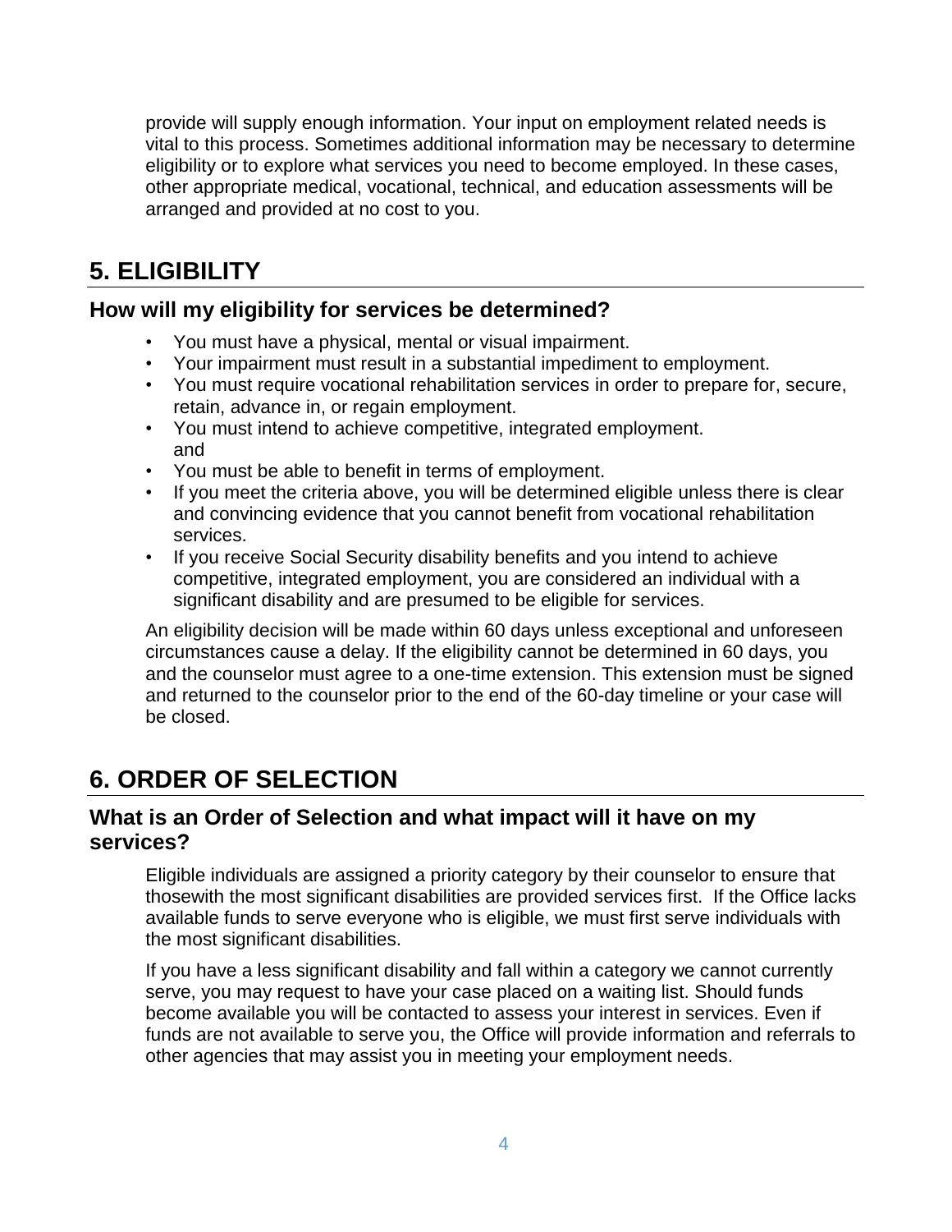provide will supply enough information. Your input on employment related needs is vital to this process. Sometimes additional information may be necessary to determine eligibility or to explore what services you need to become employed. In these cases, other appropriate medical, vocational, technical, and education assessments will be arranged and provided at no cost to you.

# 5. ELIGIBILITY

## How will my eligibility for services be determined?

- You must have a physical, mental or visual impairment.
- Your impairment must result in a substantial impediment to employment.
- You must require vocational rehabilitation services in order to prepare for, secure, retain, advance in, or regain employment.
- You must intend to achieve competitive, integrated employment.
  and
- You must be able to benefit in terms of employment.
- If you meet the criteria above, you will be determined eligible unless there is clear and convincing evidence that you cannot benefit from vocational rehabilitation services.
- If you receive Social Security disability benefits and you intend to achieve competitive, integrated employment, you are considered an individual with a significant disability and are presumed to be eligible for services.

An eligibility decision will be made within 60 days unless exceptional and unforeseen circumstances cause a delay. If the eligibility cannot be determined in 60 days, you and the counselor must agree to a one-time extension. This extension must be signed and returned to the counselor prior to the end of the 60-day timeline or your case will be closed.

# 6. ORDER OF SELECTION

## What is an Order of Selection and what impact will it have on my services?

Eligible individuals are assigned a priority category by their counselor to ensure that thosewith the most significant disabilities are provided services first. If the Office lacks available funds to serve everyone who is eligible, we must first serve individuals with the most significant disabilities.

If you have a less significant disability and fall within a category we cannot currently serve, you may request to have your case placed on a waiting list. Should funds become available you will be contacted to assess your interest in services. Even if funds are not available to serve you, the Office will provide information and referrals to other agencies that may assist you in meeting your employment needs.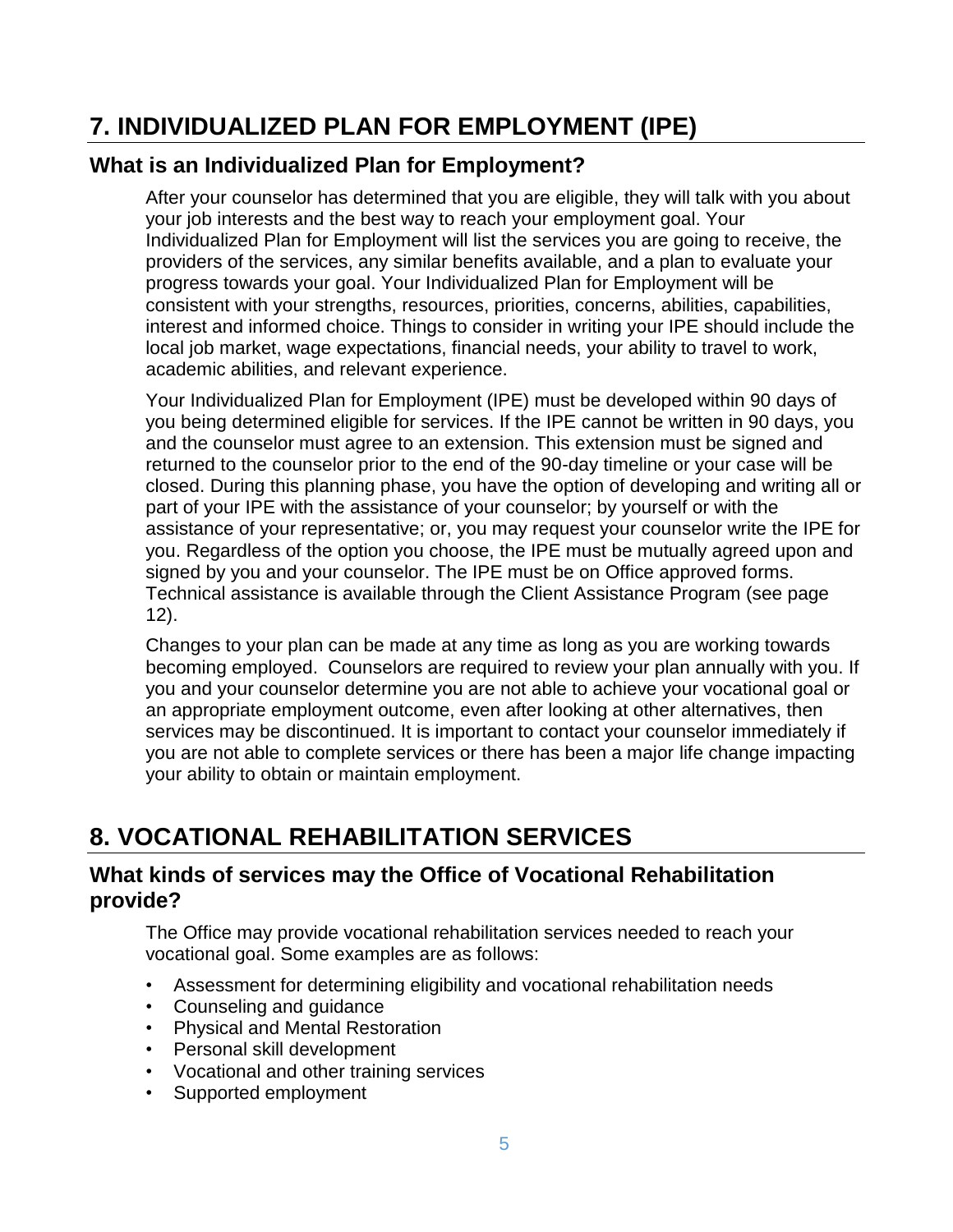# 7. INDIVIDUALIZED PLAN FOR EMPLOYMENT (IPE)

## What is an Individualized Plan for Employment?

After your counselor has determined that you are eligible, they will talk with you about your job interests and the best way to reach your employment goal. Your Individualized Plan for Employment will list the services you are going to receive, the providers of the services, any similar benefits available, and a plan to evaluate your progress towards your goal. Your Individualized Plan for Employment will be consistent with your strengths, resources, priorities, concerns, abilities, capabilities, interest and informed choice. Things to consider in writing your IPE should include the local job market, wage expectations, financial needs, your ability to travel to work, academic abilities, and relevant experience.

Your Individualized Plan for Employment (IPE) must be developed within 90 days of you being determined eligible for services. If the IPE cannot be written in 90 days, you and the counselor must agree to an extension. This extension must be signed and returned to the counselor prior to the end of the 90-day timeline or your case will be closed. During this planning phase, you have the option of developing and writing all or part of your IPE with the assistance of your counselor; by yourself or with the assistance of your representative; or, you may request your counselor write the IPE for you. Regardless of the option you choose, the IPE must be mutually agreed upon and signed by you and your counselor. The IPE must be on Office approved forms. Technical assistance is available through the Client Assistance Program (see page 12).

Changes to your plan can be made at any time as long as you are working towards becoming employed. Counselors are required to review your plan annually with you. If you and your counselor determine you are not able to achieve your vocational goal or an appropriate employment outcome, even after looking at other alternatives, then services may be discontinued. It is important to contact your counselor immediately if you are not able to complete services or there has been a major life change impacting your ability to obtain or maintain employment.

# 8. VOCATIONAL REHABILITATION SERVICES

## What kinds of services may the Office of Vocational Rehabilitation provide?

The Office may provide vocational rehabilitation services needed to reach your vocational goal. Some examples are as follows:

- Assessment for determining eligibility and vocational rehabilitation needs
- Counseling and guidance
- Physical and Mental Restoration
- Personal skill development
- Vocational and other training services
- Supported employment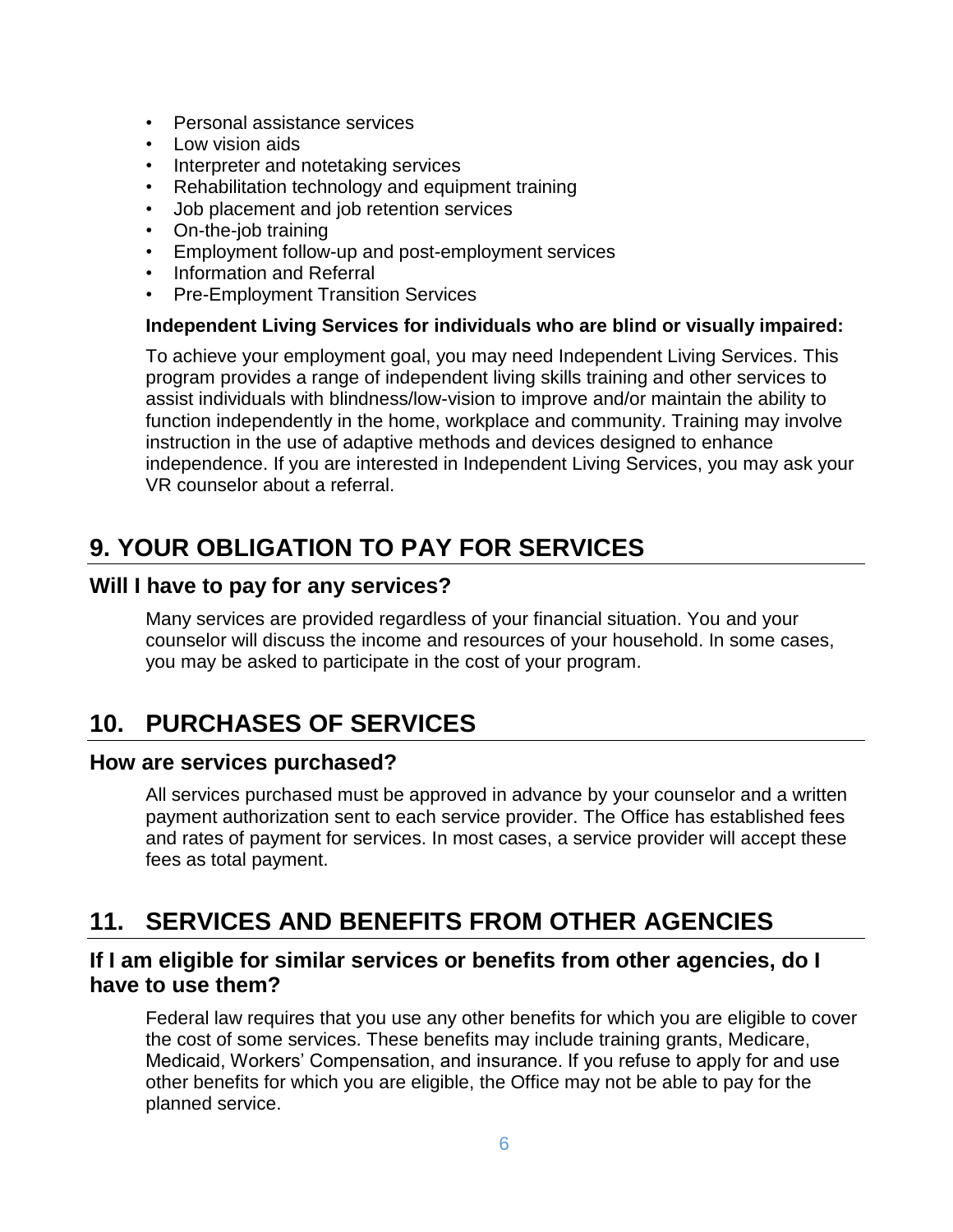- Personal assistance services
- Low vision aids
- Interpreter and notetaking services
- Rehabilitation technology and equipment training
- Job placement and job retention services
- On-the-job training
- Employment follow-up and post-employment services
- Information and Referral
- Pre-Employment Transition Services

**Independent Living Services for individuals who are blind or visually impaired:**

To achieve your employment goal, you may need Independent Living Services. This program provides a range of independent living skills training and other services to assist individuals with blindness/low-vision to improve and/or maintain the ability to function independently in the home, workplace and community. Training may involve instruction in the use of adaptive methods and devices designed to enhance independence. If you are interested in Independent Living Services, you may ask your VR counselor about a referral.

# 9. YOUR OBLIGATION TO PAY FOR SERVICES

## Will I have to pay for any services?

Many services are provided regardless of your financial situation. You and your counselor will discuss the income and resources of your household. In some cases, you may be asked to participate in the cost of your program.

# 10. PURCHASES OF SERVICES

## How are services purchased?

All services purchased must be approved in advance by your counselor and a written payment authorization sent to each service provider. The Office has established fees and rates of payment for services. In most cases, a service provider will accept these fees as total payment.

# 11. SERVICES AND BENEFITS FROM OTHER AGENCIES

## If I am eligible for similar services or benefits from other agencies, do I have to use them?

Federal law requires that you use any other benefits for which you are eligible to cover the cost of some services. These benefits may include training grants, Medicare, Medicaid, Workers' Compensation, and insurance. If you refuse to apply for and use other benefits for which you are eligible, the Office may not be able to pay for the planned service.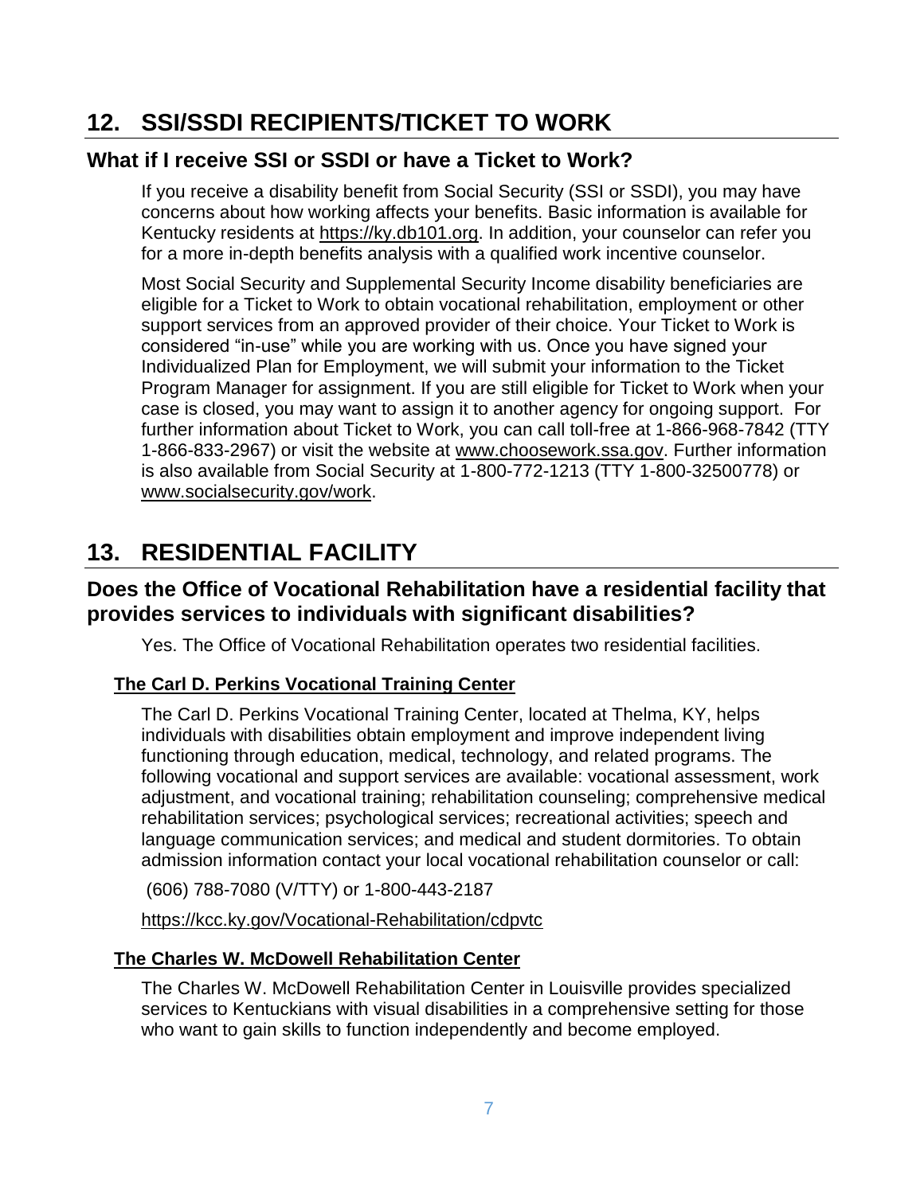## 12. SSI/SSDI RECIPIENTS/TICKET TO WORK

### What if I receive SSI or SSDI or have a Ticket to Work?

If you receive a disability benefit from Social Security (SSI or SSDI), you may have concerns about how working affects your benefits. Basic information is available for Kentucky residents at https://ky.db101.org. In addition, your counselor can refer you for a more in-depth benefits analysis with a qualified work incentive counselor.

Most Social Security and Supplemental Security Income disability beneficiaries are eligible for a Ticket to Work to obtain vocational rehabilitation, employment or other support services from an approved provider of their choice. Your Ticket to Work is considered "in-use" while you are working with us. Once you have signed your Individualized Plan for Employment, we will submit your information to the Ticket Program Manager for assignment. If you are still eligible for Ticket to Work when your case is closed, you may want to assign it to another agency for ongoing support. For further information about Ticket to Work, you can call toll-free at 1-866-968-7842 (TTY 1-866-833-2967) or visit the website at www.choosework.ssa.gov. Further information is also available from Social Security at 1-800-772-1213 (TTY 1-800-32500778) or www.socialsecurity.gov/work.

## 13. RESIDENTIAL FACILITY

### Does the Office of Vocational Rehabilitation have a residential facility that provides services to individuals with significant disabilities?

Yes. The Office of Vocational Rehabilitation operates two residential facilities.

#### The Carl D. Perkins Vocational Training Center

The Carl D. Perkins Vocational Training Center, located at Thelma, KY, helps individuals with disabilities obtain employment and improve independent living functioning through education, medical, technology, and related programs. The following vocational and support services are available: vocational assessment, work adjustment, and vocational training; rehabilitation counseling; comprehensive medical rehabilitation services; psychological services; recreational activities; speech and language communication services; and medical and student dormitories. To obtain admission information contact your local vocational rehabilitation counselor or call:

(606) 788-7080 (V/TTY) or 1-800-443-2187

https://kcc.ky.gov/Vocational-Rehabilitation/cdpvtc

#### The Charles W. McDowell Rehabilitation Center

The Charles W. McDowell Rehabilitation Center in Louisville provides specialized services to Kentuckians with visual disabilities in a comprehensive setting for those who want to gain skills to function independently and become employed.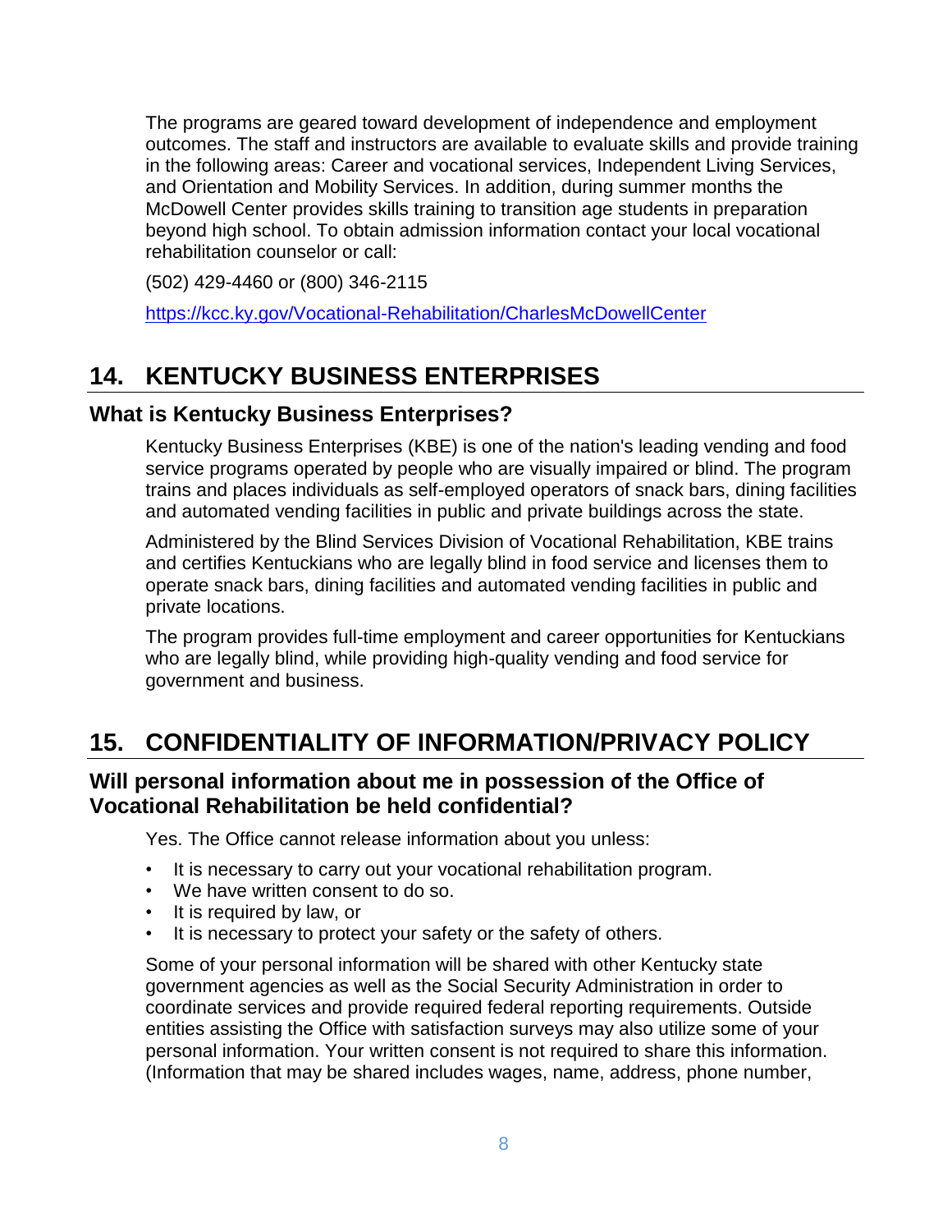The programs are geared toward development of independence and employment outcomes. The staff and instructors are available to evaluate skills and provide training in the following areas: Career and vocational services, Independent Living Services, and Orientation and Mobility Services. In addition, during summer months the McDowell Center provides skills training to transition age students in preparation beyond high school. To obtain admission information contact your local vocational rehabilitation counselor or call:

(502) 429-4460 or (800) 346-2115

https://kcc.ky.gov/Vocational-Rehabilitation/CharlesMcDowellCenter

# 14. KENTUCKY BUSINESS ENTERPRISES

## What is Kentucky Business Enterprises?

Kentucky Business Enterprises (KBE) is one of the nation's leading vending and food service programs operated by people who are visually impaired or blind. The program trains and places individuals as self-employed operators of snack bars, dining facilities and automated vending facilities in public and private buildings across the state.

Administered by the Blind Services Division of Vocational Rehabilitation, KBE trains and certifies Kentuckians who are legally blind in food service and licenses them to operate snack bars, dining facilities and automated vending facilities in public and private locations.

The program provides full-time employment and career opportunities for Kentuckians who are legally blind, while providing high-quality vending and food service for government and business.

# 15. CONFIDENTIALITY OF INFORMATION/PRIVACY POLICY

## Will personal information about me in possession of the Office of Vocational Rehabilitation be held confidential?

Yes. The Office cannot release information about you unless:

- It is necessary to carry out your vocational rehabilitation program.
- We have written consent to do so.
- It is required by law, or
- It is necessary to protect your safety or the safety of others.

Some of your personal information will be shared with other Kentucky state government agencies as well as the Social Security Administration in order to coordinate services and provide required federal reporting requirements. Outside entities assisting the Office with satisfaction surveys may also utilize some of your personal information. Your written consent is not required to share this information. (Information that may be shared includes wages, name, address, phone number,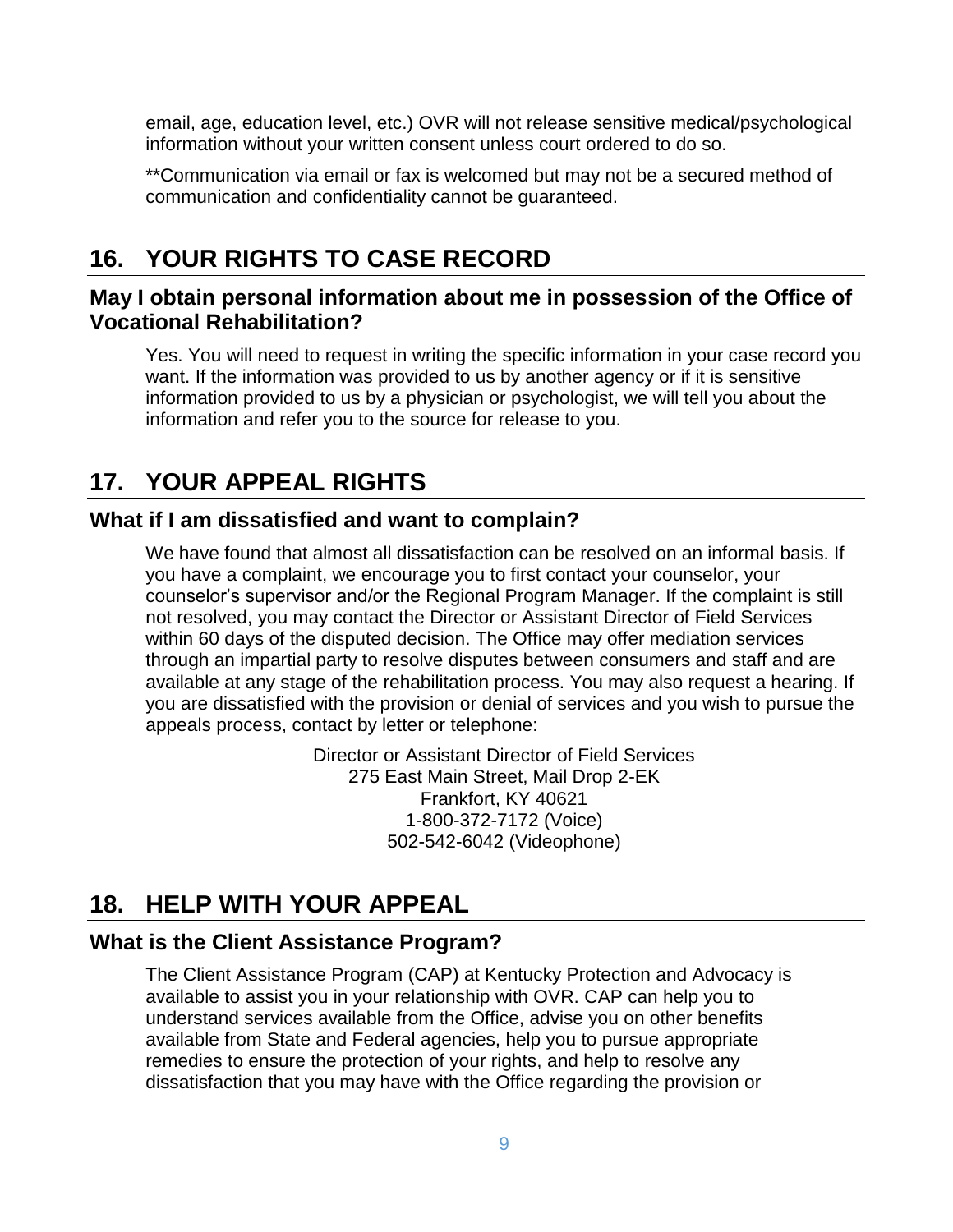email, age, education level, etc.) OVR will not release sensitive medical/psychological information without your written consent unless court ordered to do so.

**Communication via email or fax is welcomed but may not be a secured method of communication and confidentiality cannot be guaranteed.

# 16. YOUR RIGHTS TO CASE RECORD

## May I obtain personal information about me in possession of the Office of Vocational Rehabilitation?

Yes. You will need to request in writing the specific information in your case record you want. If the information was provided to us by another agency or if it is sensitive information provided to us by a physician or psychologist, we will tell you about the information and refer you to the source for release to you.

# 17. YOUR APPEAL RIGHTS

## What if I am dissatisfied and want to complain?

We have found that almost all dissatisfaction can be resolved on an informal basis. If you have a complaint, we encourage you to first contact your counselor, your counselor's supervisor and/or the Regional Program Manager. If the complaint is still not resolved, you may contact the Director or Assistant Director of Field Services within 60 days of the disputed decision. The Office may offer mediation services through an impartial party to resolve disputes between consumers and staff and are available at any stage of the rehabilitation process. You may also request a hearing. If you are dissatisfied with the provision or denial of services and you wish to pursue the appeals process, contact by letter or telephone:

Director or Assistant Director of Field Services
275 East Main Street, Mail Drop 2-EK
Frankfort, KY 40621
1-800-372-7172 (Voice)
502-542-6042 (Videophone)

# 18. HELP WITH YOUR APPEAL

## What is the Client Assistance Program?

The Client Assistance Program (CAP) at Kentucky Protection and Advocacy is available to assist you in your relationship with OVR. CAP can help you to understand services available from the Office, advise you on other benefits available from State and Federal agencies, help you to pursue appropriate remedies to ensure the protection of your rights, and help to resolve any dissatisfaction that you may have with the Office regarding the provision or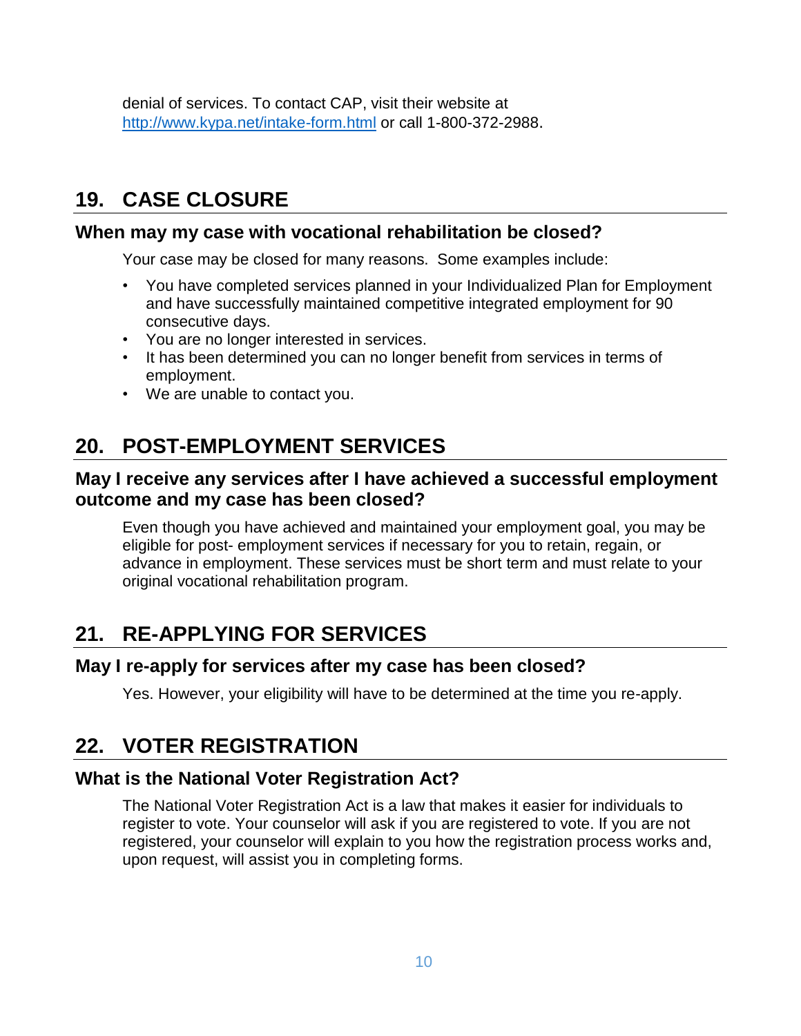denial of services. To contact CAP, visit their website at [http://www.kypa.net/intake-form.html](http://www.kypa.net/intake-form.html) or call 1-800-372-2988.

## 19. CASE CLOSURE

### When may my case with vocational rehabilitation be closed?

Your case may be closed for many reasons. Some examples include:

- You have completed services planned in your Individualized Plan for Employment and have successfully maintained competitive integrated employment for 90 consecutive days.
- You are no longer interested in services.
- It has been determined you can no longer benefit from services in terms of employment.
- We are unable to contact you.

## 20. POST-EMPLOYMENT SERVICES

### May I receive any services after I have achieved a successful employment outcome and my case has been closed?

Even though you have achieved and maintained your employment goal, you may be eligible for post- employment services if necessary for you to retain, regain, or advance in employment. These services must be short term and must relate to your original vocational rehabilitation program.

## 21. RE-APPLYING FOR SERVICES

### May I re-apply for services after my case has been closed?

Yes. However, your eligibility will have to be determined at the time you re-apply.

## 22. VOTER REGISTRATION

### What is the National Voter Registration Act?

The National Voter Registration Act is a law that makes it easier for individuals to register to vote. Your counselor will ask if you are registered to vote. If you are not registered, your counselor will explain to you how the registration process works and, upon request, will assist you in completing forms.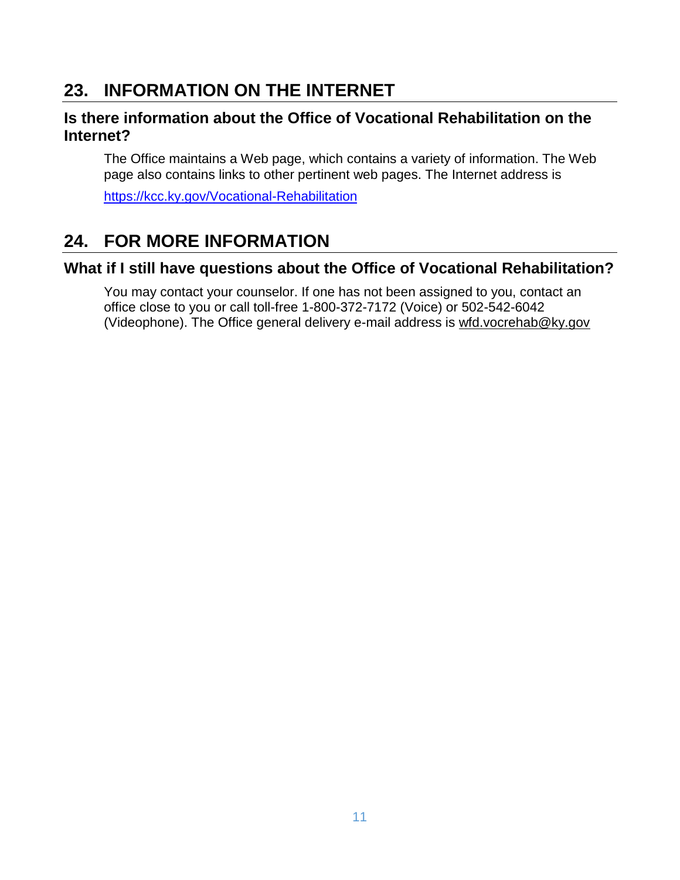## 23. INFORMATION ON THE INTERNET

### Is there information about the Office of Vocational Rehabilitation on the Internet?

The Office maintains a Web page, which contains a variety of information. The Web page also contains links to other pertinent web pages. The Internet address is

https://kcc.ky.gov/Vocational-Rehabilitation

## 24. FOR MORE INFORMATION

### What if I still have questions about the Office of Vocational Rehabilitation?

You may contact your counselor. If one has not been assigned to you, contact an office close to you or call toll-free 1-800-372-7172 (Voice) or 502-542-6042 (Videophone). The Office general delivery e-mail address is wfd.vocrehab@ky.gov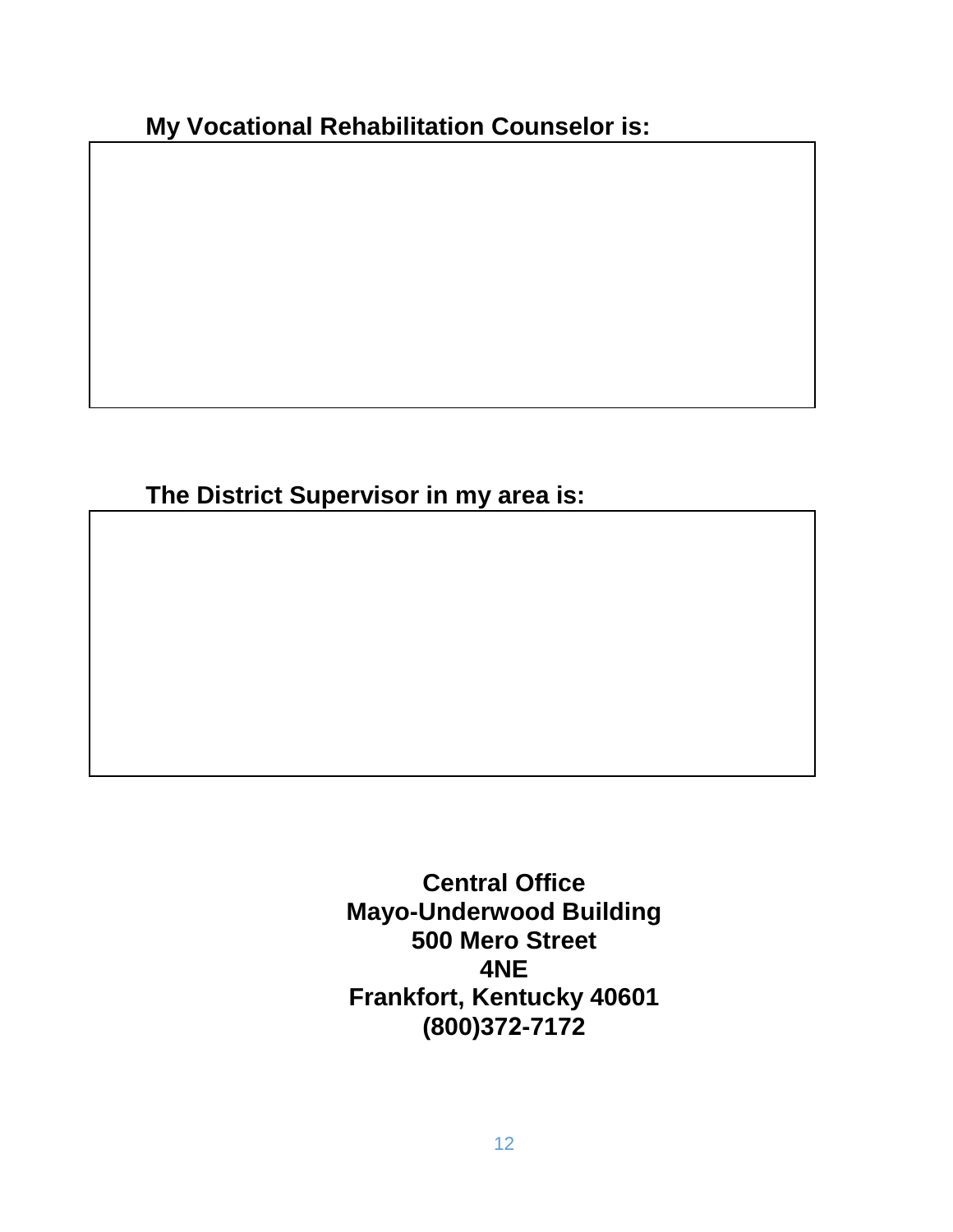**My Vocational Rehabilitation Counselor is:**

**The District Supervisor in my area is:**

**Central Office**
**Mayo-Underwood Building**
**500 Mero Street**
**4NE**
**Frankfort, Kentucky 40601**
**(800)372-7172**